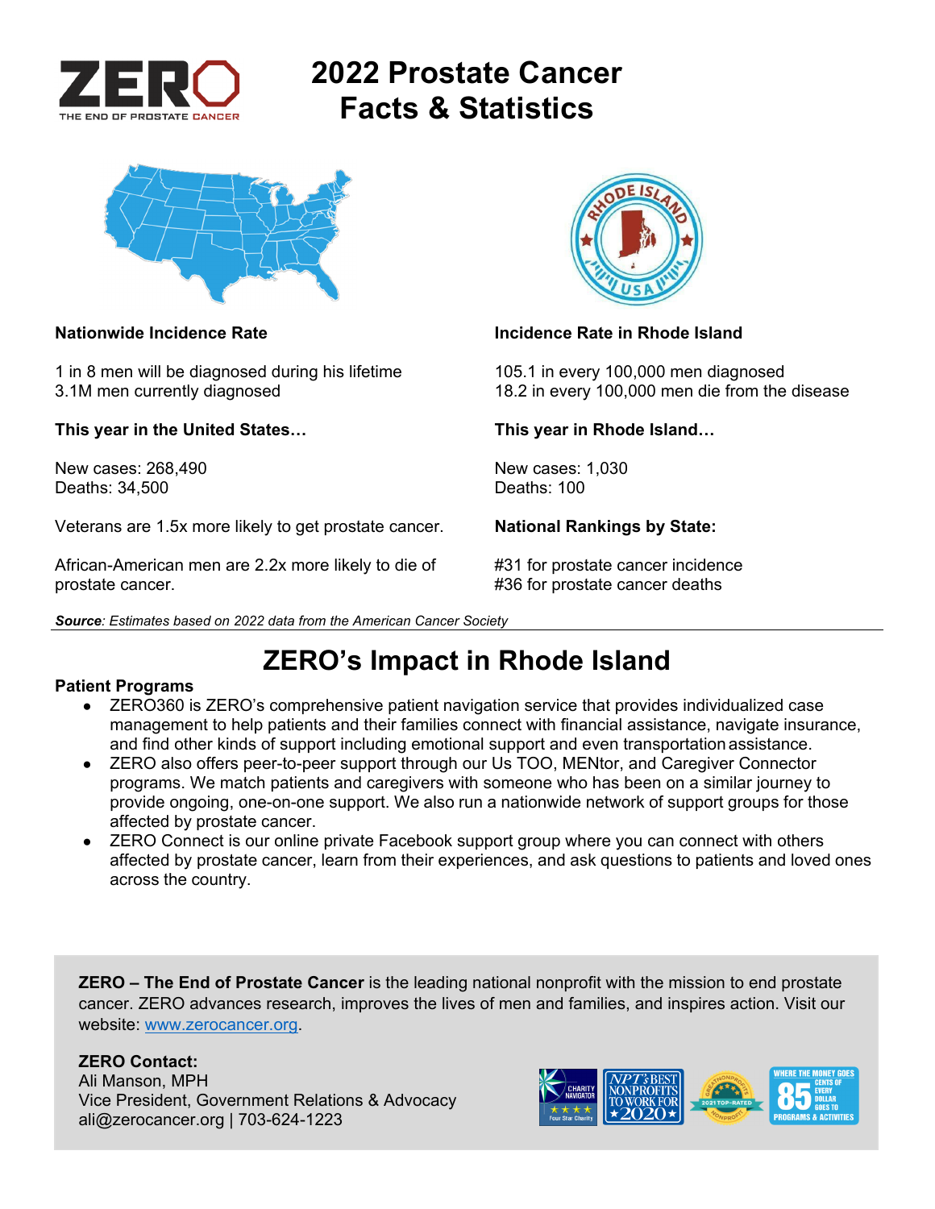# 2022 Prostate Cancer Facts & Statistics

**Nationwide Incidence Rate**

1 in 8 men will be diagnosed during his lifetime
3.1M men currently diagnosed

**This year in the United States…**

New cases: 268,490
Deaths: 34,500

Veterans are 1.5x more likely to get prostate cancer.

African-American men are 2.2x more likely to die of prostate cancer.

**Incidence Rate in Rhode Island**

105.1 in every 100,000 men diagnosed
18.2 in every 100,000 men die from the disease

**This year in Rhode Island…**

New cases: 1,030
Deaths: 100

**National Rankings by State:**

#31 for prostate cancer incidence
#36 for prostate cancer deaths

***Source**: Estimates based on 2022 data from the American Cancer Society*

## ZERO's Impact in Rhode Island

**Patient Programs**

- ZERO360 is ZERO's comprehensive patient navigation service that provides individualized case management to help patients and their families connect with financial assistance, navigate insurance, and find other kinds of support including emotional support and even transportation assistance.
- ZERO also offers peer-to-peer support through our Us TOO, MENtor, and Caregiver Connector programs. We match patients and caregivers with someone who has been on a similar journey to provide ongoing, one-on-one support. We also run a nationwide network of support groups for those affected by prostate cancer.
- ZERO Connect is our online private Facebook support group where you can connect with others affected by prostate cancer, learn from their experiences, and ask questions to patients and loved ones across the country.

**ZERO – The End of Prostate Cancer** is the leading national nonprofit with the mission to end prostate cancer. ZERO advances research, improves the lives of men and families, and inspires action. Visit our website: www.zerocancer.org.

**ZERO Contact:**
Ali Manson, MPH
Vice President, Government Relations & Advocacy
ali@zerocancer.org | 703-624-1223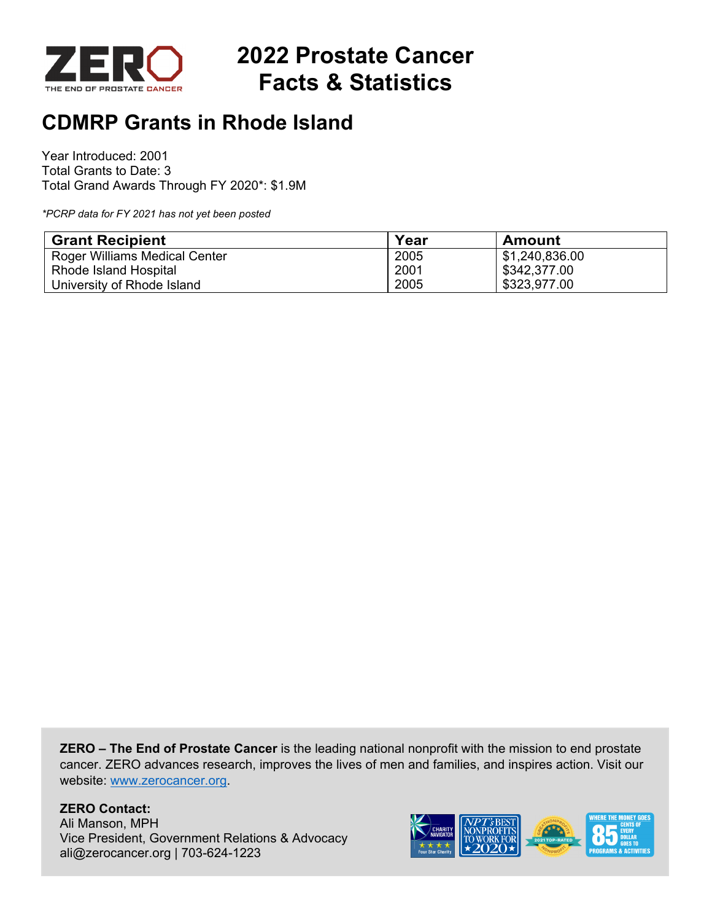# 2022 Prostate Cancer Facts & Statistics

## CDMRP Grants in Rhode Island

Year Introduced: 2001
Total Grants to Date: 3
Total Grand Awards Through FY 2020*: $1.9M

*\*PCRP data for FY 2021 has not yet been posted*

| Grant Recipient | Year | Amount |
|---|---|---|
| Roger Williams Medical Center | 2005 | $1,240,836.00 |
| Rhode Island Hospital | 2001 | $342,377.00 |
| University of Rhode Island | 2005 | $323,977.00 |

**ZERO – The End of Prostate Cancer** is the leading national nonprofit with the mission to end prostate cancer. ZERO advances research, improves the lives of men and families, and inspires action. Visit our website: www.zerocancer.org.

**ZERO Contact:**
Ali Manson, MPH
Vice President, Government Relations & Advocacy
ali@zerocancer.org | 703-624-1223